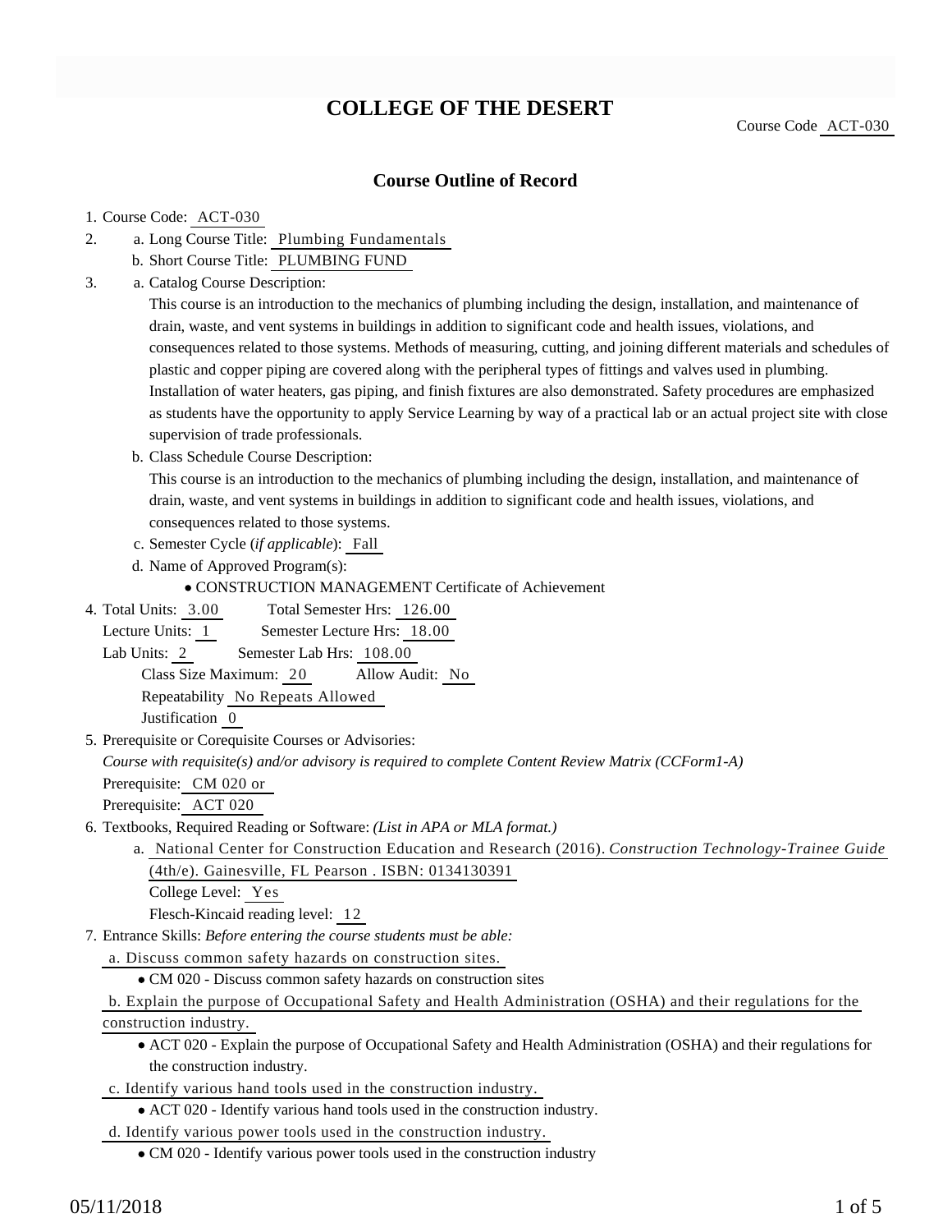# COLLEGE OF THE DESERT

Course Code ACT-030

## Course Outline of Record

1. Course Code: ACT-030
2. a. Long Course Title: Plumbing Fundamentals
   b. Short Course Title: PLUMBING FUND
3. a. Catalog Course Description:

   This course is an introduction to the mechanics of plumbing including the design, installation, and maintenance of drain, waste, and vent systems in buildings in addition to significant code and health issues, violations, and consequences related to those systems. Methods of measuring, cutting, and joining different materials and schedules of plastic and copper piping are covered along with the peripheral types of fittings and valves used in plumbing. Installation of water heaters, gas piping, and finish fixtures are also demonstrated. Safety procedures are emphasized as students have the opportunity to apply Service Learning by way of a practical lab or an actual project site with close supervision of trade professionals.

   b. Class Schedule Course Description:

   This course is an introduction to the mechanics of plumbing including the design, installation, and maintenance of drain, waste, and vent systems in buildings in addition to significant code and health issues, violations, and consequences related to those systems.

   c. Semester Cycle (*if applicable*): Fall

   d. Name of Approved Program(s):
   - CONSTRUCTION MANAGEMENT Certificate of Achievement
4. Total Units: 3.00 Total Semester Hrs: 126.00
   Lecture Units: 1 Semester Lecture Hrs: 18.00
   Lab Units: 2 Semester Lab Hrs: 108.00
   Class Size Maximum: 20 Allow Audit: No
   Repeatability No Repeats Allowed
   Justification 0
5. Prerequisite or Corequisite Courses or Advisories:
   *Course with requisite(s) and/or advisory is required to complete Content Review Matrix (CCForm1-A)*
   Prerequisite: CM 020 or
   Prerequisite: ACT 020
6. Textbooks, Required Reading or Software: *(List in APA or MLA format.)*
   a. National Center for Construction Education and Research (2016). *Construction Technology-Trainee Guide* (4th/e). Gainesville, FL Pearson . ISBN: 0134130391
   College Level: Yes
   Flesch-Kincaid reading level: 12
7. Entrance Skills: *Before entering the course students must be able:*
   a. Discuss common safety hazards on construction sites.
   - CM 020 - Discuss common safety hazards on construction sites

   b. Explain the purpose of Occupational Safety and Health Administration (OSHA) and their regulations for the construction industry.
   - ACT 020 - Explain the purpose of Occupational Safety and Health Administration (OSHA) and their regulations for the construction industry.

   c. Identify various hand tools used in the construction industry.
   - ACT 020 - Identify various hand tools used in the construction industry.

   d. Identify various power tools used in the construction industry.
   - CM 020 - Identify various power tools used in the construction industry

05/11/2018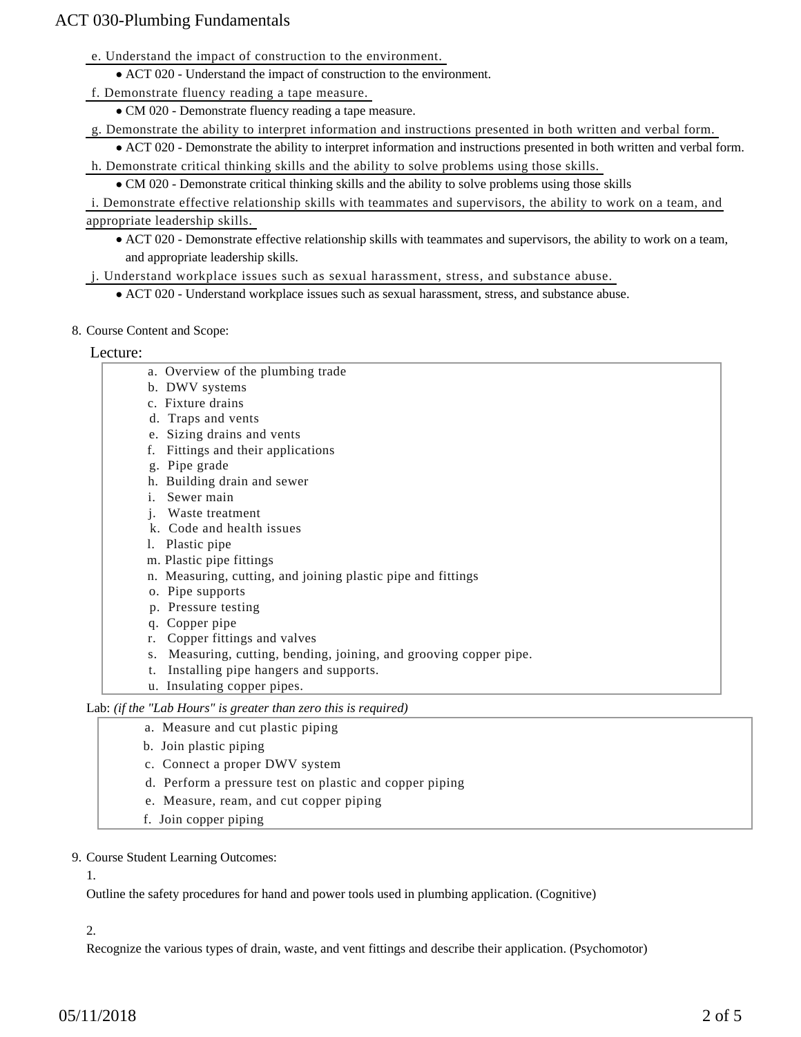e. Understand the impact of construction to the environment.

- ACT 020 - Understand the impact of construction to the environment.

f. Demonstrate fluency reading a tape measure.

- CM 020 - Demonstrate fluency reading a tape measure.

g. Demonstrate the ability to interpret information and instructions presented in both written and verbal form.

- ACT 020 - Demonstrate the ability to interpret information and instructions presented in both written and verbal form.

h. Demonstrate critical thinking skills and the ability to solve problems using those skills.

- CM 020 - Demonstrate critical thinking skills and the ability to solve problems using those skills

i. Demonstrate effective relationship skills with teammates and supervisors, the ability to work on a team, and appropriate leadership skills.

- ACT 020 - Demonstrate effective relationship skills with teammates and supervisors, the ability to work on a team, and appropriate leadership skills.

j. Understand workplace issues such as sexual harassment, stress, and substance abuse.

- ACT 020 - Understand workplace issues such as sexual harassment, stress, and substance abuse.

8. Course Content and Scope:

Lecture:

a. Overview of the plumbing trade
b. DWV systems
c. Fixture drains
d. Traps and vents
e. Sizing drains and vents
f. Fittings and their applications
g. Pipe grade
h. Building drain and sewer
i. Sewer main
j. Waste treatment
k. Code and health issues
l. Plastic pipe
m. Plastic pipe fittings
n. Measuring, cutting, and joining plastic pipe and fittings
o. Pipe supports
p. Pressure testing
q. Copper pipe
r. Copper fittings and valves
s. Measuring, cutting, bending, joining, and grooving copper pipe.
t. Installing pipe hangers and supports.
u. Insulating copper pipes.

Lab: *(if the "Lab Hours" is greater than zero this is required)*

a. Measure and cut plastic piping
b. Join plastic piping
c. Connect a proper DWV system
d. Perform a pressure test on plastic and copper piping
e. Measure, ream, and cut copper piping
f. Join copper piping

9. Course Student Learning Outcomes:

1.

Outline the safety procedures for hand and power tools used in plumbing application. (Cognitive)

2.

Recognize the various types of drain, waste, and vent fittings and describe their application. (Psychomotor)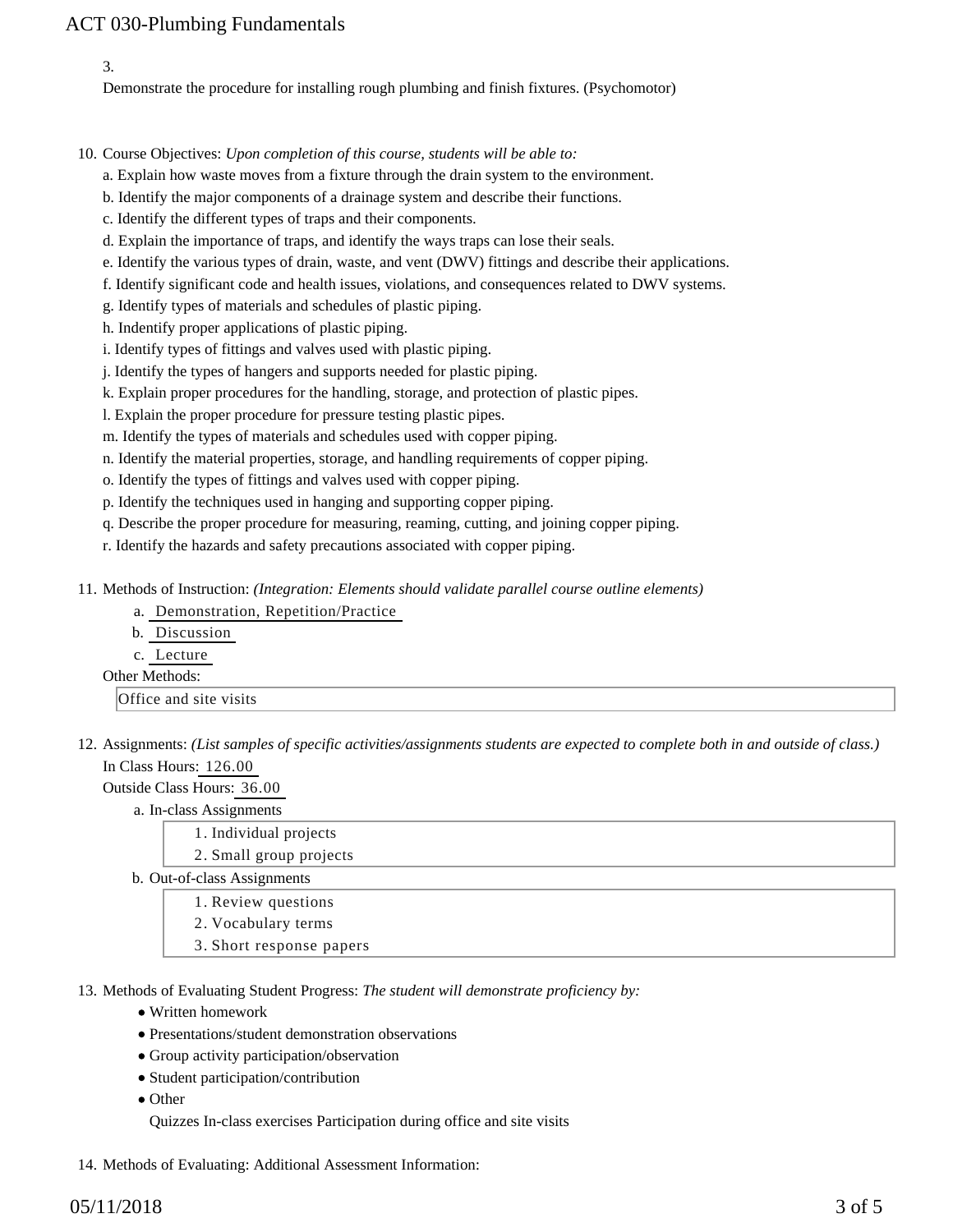3.

Demonstrate the procedure for installing rough plumbing and finish fixtures. (Psychomotor)

10. Course Objectives: *Upon completion of this course, students will be able to:*

    a. Explain how waste moves from a fixture through the drain system to the environment.
    b. Identify the major components of a drainage system and describe their functions.
    c. Identify the different types of traps and their components.
    d. Explain the importance of traps, and identify the ways traps can lose their seals.
    e. Identify the various types of drain, waste, and vent (DWV) fittings and describe their applications.
    f. Identify significant code and health issues, violations, and consequences related to DWV systems.
    g. Identify types of materials and schedules of plastic piping.
    h. Indentify proper applications of plastic piping.
    i. Identify types of fittings and valves used with plastic piping.
    j. Identify the types of hangers and supports needed for plastic piping.
    k. Explain proper procedures for the handling, storage, and protection of plastic pipes.
    l. Explain the proper procedure for pressure testing plastic pipes.
    m. Identify the types of materials and schedules used with copper piping.
    n. Identify the material properties, storage, and handling requirements of copper piping.
    o. Identify the types of fittings and valves used with copper piping.
    p. Identify the techniques used in hanging and supporting copper piping.
    q. Describe the proper procedure for measuring, reaming, cutting, and joining copper piping.
    r. Identify the hazards and safety precautions associated with copper piping.

11. Methods of Instruction: *(Integration: Elements should validate parallel course outline elements)*

    a. Demonstration, Repetition/Practice
    b. Discussion
    c. Lecture

    Other Methods:

    Office and site visits

12. Assignments: *(List samples of specific activities/assignments students are expected to complete both in and outside of class.)*

    In Class Hours: 126.00

    Outside Class Hours: 36.00

    a. In-class Assignments
        1. Individual projects
        2. Small group projects
    b. Out-of-class Assignments
        1. Review questions
        2. Vocabulary terms
        3. Short response papers

13. Methods of Evaluating Student Progress: *The student will demonstrate proficiency by:*

    - Written homework
    - Presentations/student demonstration observations
    - Group activity participation/observation
    - Student participation/contribution
    - Other

      Quizzes In-class exercises Participation during office and site visits

14. Methods of Evaluating: Additional Assessment Information: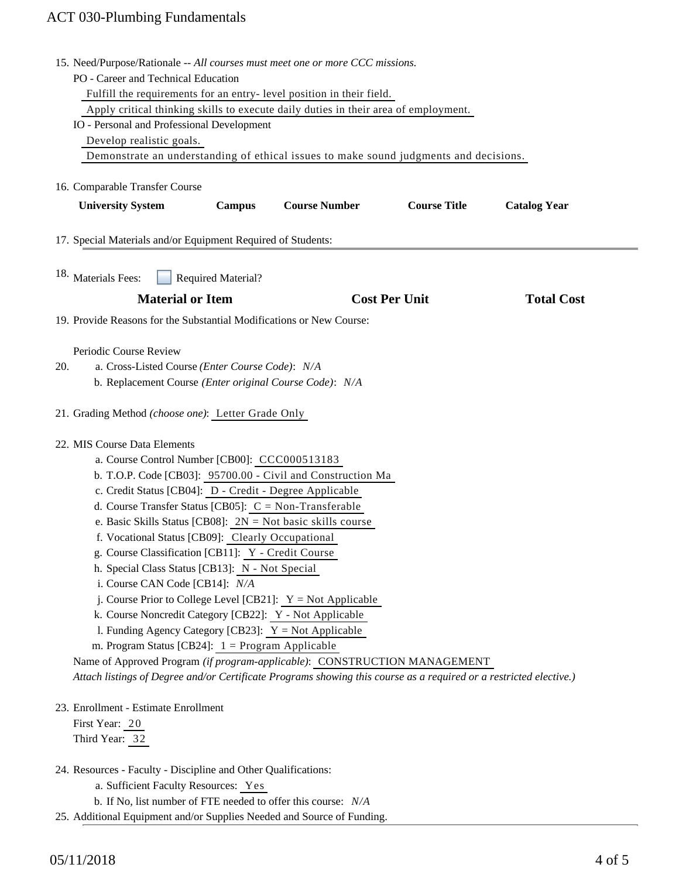15. Need/Purpose/Rationale -- *All courses must meet one or more CCC missions.*

    PO - Career and Technical Education

    Fulfill the requirements for an entry- level position in their field.

    Apply critical thinking skills to execute daily duties in their area of employment.

    IO - Personal and Professional Development

    Develop realistic goals.

    Demonstrate an understanding of ethical issues to make sound judgments and decisions.

16. Comparable Transfer Course

| University System | Campus | Course Number | Course Title | Catalog Year |
| --- | --- | --- | --- | --- |

17. Special Materials and/or Equipment Required of Students:

18. Materials Fees: ☐ Required Material?

| Material or Item | Cost Per Unit | Total Cost |
| --- | --- | --- |

19. Provide Reasons for the Substantial Modifications or New Course:

    Periodic Course Review

20. a. Cross-Listed Course *(Enter Course Code)*: *N/A*

    b. Replacement Course *(Enter original Course Code)*: *N/A*

21. Grading Method *(choose one)*: Letter Grade Only

22. MIS Course Data Elements

    a. Course Control Number [CB00]: CCC000513183

    b. T.O.P. Code [CB03]: 95700.00 - Civil and Construction Ma

    c. Credit Status [CB04]: D - Credit - Degree Applicable

    d. Course Transfer Status [CB05]: C = Non-Transferable

    e. Basic Skills Status [CB08]: 2N = Not basic skills course

    f. Vocational Status [CB09]: Clearly Occupational

    g. Course Classification [CB11]: Y - Credit Course

    h. Special Class Status [CB13]: N - Not Special

    i. Course CAN Code [CB14]: *N/A*

    j. Course Prior to College Level [CB21]: Y = Not Applicable

    k. Course Noncredit Category [CB22]: Y - Not Applicable

    l. Funding Agency Category [CB23]: Y = Not Applicable

    m. Program Status [CB24]: 1 = Program Applicable

    Name of Approved Program *(if program-applicable)*: CONSTRUCTION MANAGEMENT

    *Attach listings of Degree and/or Certificate Programs showing this course as a required or a restricted elective.)*

23. Enrollment - Estimate Enrollment

    First Year: 20

    Third Year: 32

24. Resources - Faculty - Discipline and Other Qualifications:

    a. Sufficient Faculty Resources: Yes

    b. If No, list number of FTE needed to offer this course: *N/A*

25. Additional Equipment and/or Supplies Needed and Source of Funding.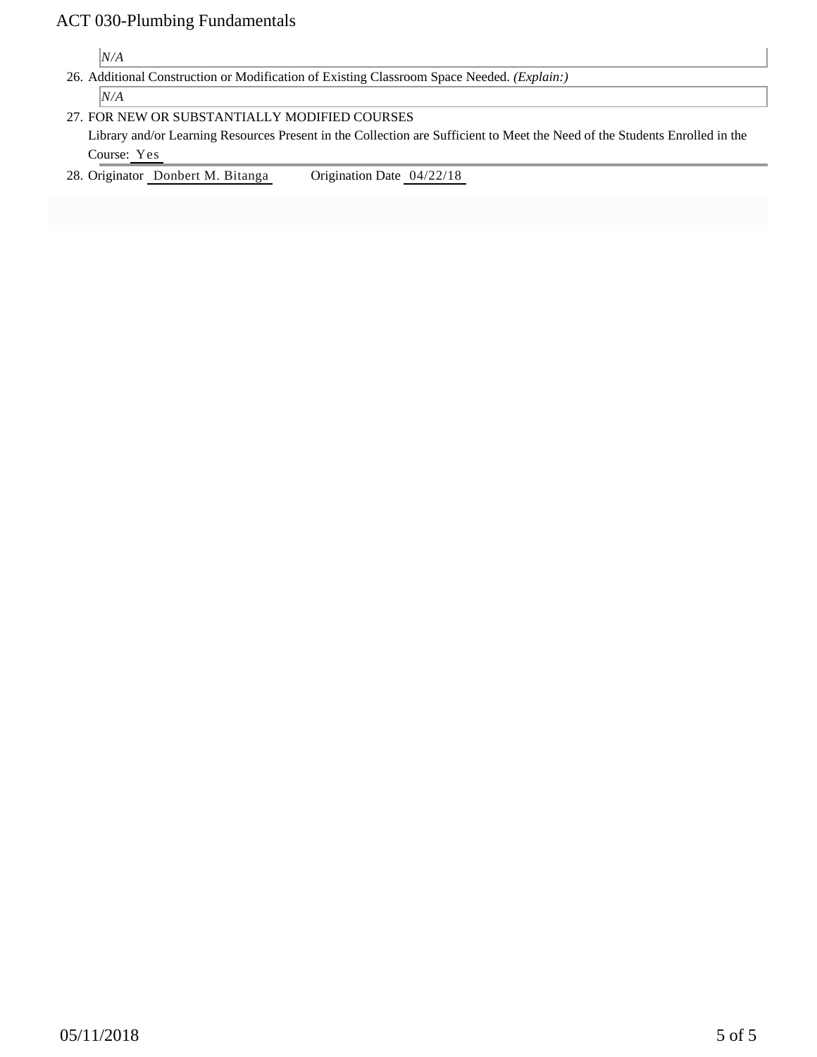*N/A*

26. Additional Construction or Modification of Existing Classroom Space Needed. *(Explain:)*

    *N/A*

27. FOR NEW OR SUBSTANTIALLY MODIFIED COURSES

    Library and/or Learning Resources Present in the Collection are Sufficient to Meet the Need of the Students Enrolled in the Course: Yes

28. Originator Donbert M. Bitanga Origination Date 04/22/18